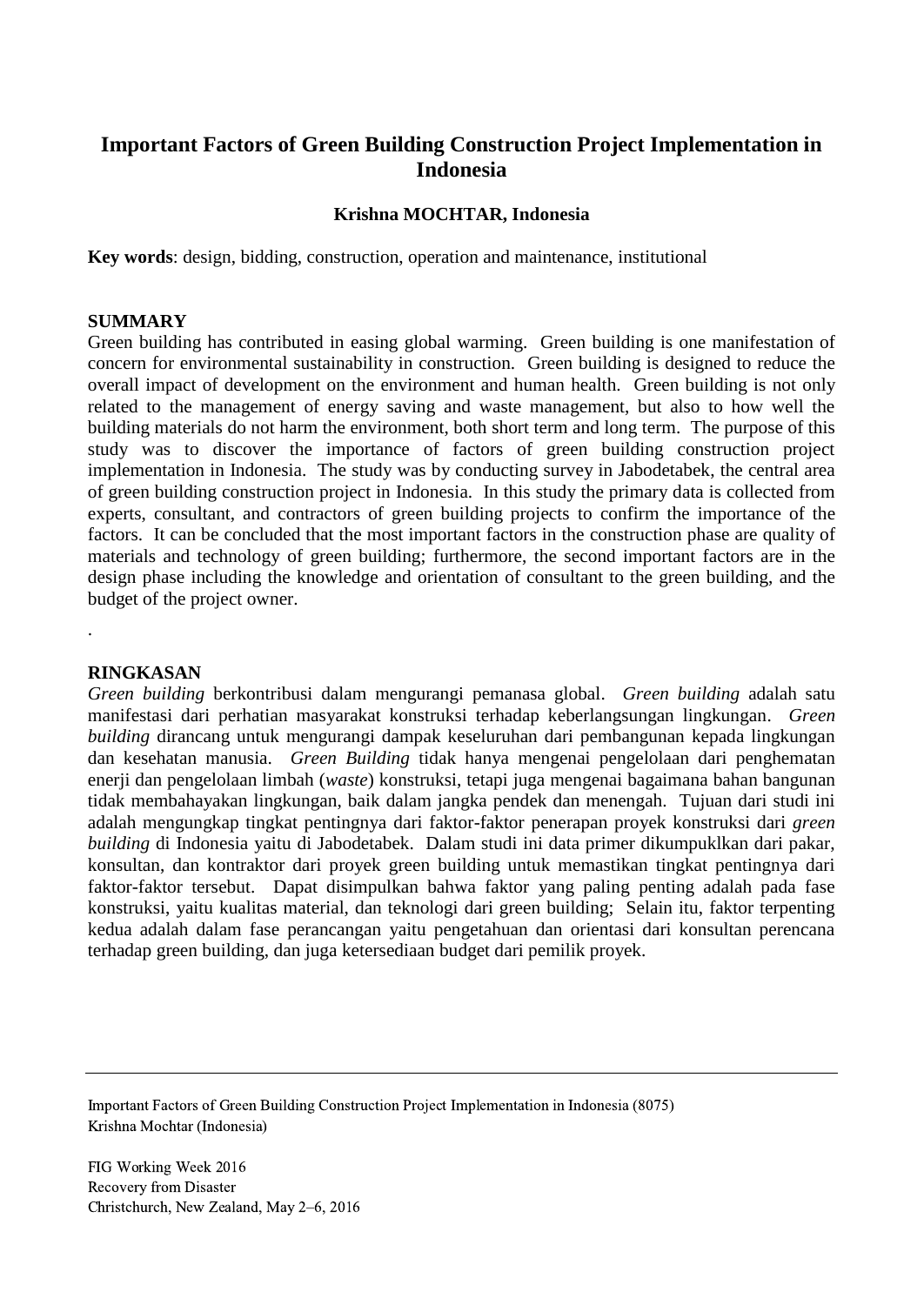# Important Factors of Green Building Construction Project Implementation in Indonesia

**Krishna MOCHTAR, Indonesia**

**Key words**: design, bidding, construction, operation and maintenance, institutional

## SUMMARY

Green building has contributed in easing global warming. Green building is one manifestation of concern for environmental sustainability in construction. Green building is designed to reduce the overall impact of development on the environment and human health. Green building is not only related to the management of energy saving and waste management, but also to how well the building materials do not harm the environment, both short term and long term. The purpose of this study was to discover the importance of factors of green building construction project implementation in Indonesia. The study was by conducting survey in Jabodetabek, the central area of green building construction project in Indonesia. In this study the primary data is collected from experts, consultant, and contractors of green building projects to confirm the importance of the factors. It can be concluded that the most important factors in the construction phase are quality of materials and technology of green building; furthermore, the second important factors are in the design phase including the knowledge and orientation of consultant to the green building, and the budget of the project owner.

.

## RINGKASAN

*Green building* berkontribusi dalam mengurangi pemanasa global. *Green building* adalah satu manifestasi dari perhatian masyarakat konstruksi terhadap keberlangsungan lingkungan. *Green building* dirancang untuk mengurangi dampak keseluruhan dari pembangunan kepada lingkungan dan kesehatan manusia. *Green Building* tidak hanya mengenai pengelolaan dari penghematan enerji dan pengelolaan limbah (*waste*) konstruksi, tetapi juga mengenai bagaimana bahan bangunan tidak membahayakan lingkungan, baik dalam jangka pendek dan menengah. Tujuan dari studi ini adalah mengungkap tingkat pentingnya dari faktor-faktor penerapan proyek konstruksi dari *green building* di Indonesia yaitu di Jabodetabek. Dalam studi ini data primer dikumpuklkan dari pakar, konsultan, dan kontraktor dari proyek green building untuk memastikan tingkat pentingnya dari faktor-faktor tersebut. Dapat disimpulkan bahwa faktor yang paling penting adalah pada fase konstruksi, yaitu kualitas material, dan teknologi dari green building; Selain itu, faktor terpenting kedua adalah dalam fase perancangan yaitu pengetahuan dan orientasi dari konsultan perencana terhadap green building, dan juga ketersediaan budget dari pemilik proyek.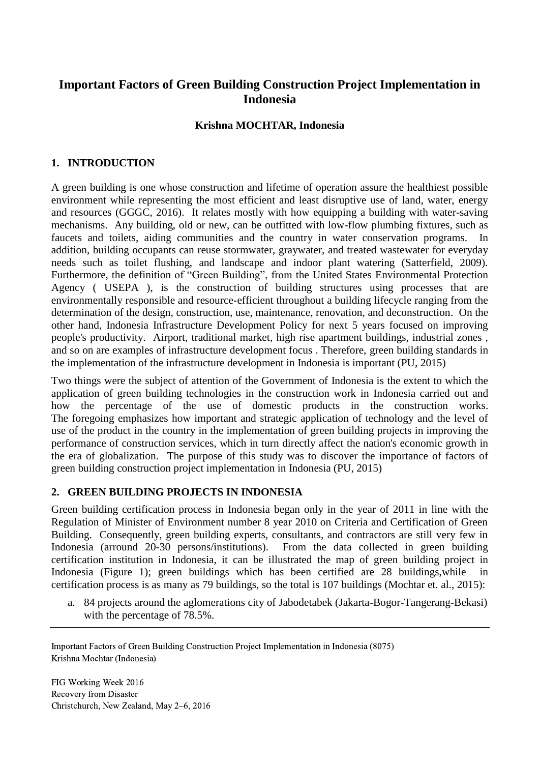# Important Factors of Green Building Construction Project Implementation in Indonesia

**Krishna MOCHTAR, Indonesia**

## 1. INTRODUCTION

A green building is one whose construction and lifetime of operation assure the healthiest possible environment while representing the most efficient and least disruptive use of land, water, energy and resources (GGGC, 2016). It relates mostly with how equipping a building with water-saving mechanisms. Any building, old or new, can be outfitted with low-flow plumbing fixtures, such as faucets and toilets, aiding communities and the country in water conservation programs. In addition, building occupants can reuse stormwater, graywater, and treated wastewater for everyday needs such as toilet flushing, and landscape and indoor plant watering (Satterfield, 2009). Furthermore, the definition of "Green Building", from the United States Environmental Protection Agency ( USEPA ), is the construction of building structures using processes that are environmentally responsible and resource-efficient throughout a building lifecycle ranging from the determination of the design, construction, use, maintenance, renovation, and deconstruction. On the other hand, Indonesia Infrastructure Development Policy for next 5 years focused on improving people's productivity. Airport, traditional market, high rise apartment buildings, industrial zones , and so on are examples of infrastructure development focus . Therefore, green building standards in the implementation of the infrastructure development in Indonesia is important (PU, 2015)

Two things were the subject of attention of the Government of Indonesia is the extent to which the application of green building technologies in the construction work in Indonesia carried out and how the percentage of the use of domestic products in the construction works. The foregoing emphasizes how important and strategic application of technology and the level of use of the product in the country in the implementation of green building projects in improving the performance of construction services, which in turn directly affect the nation's economic growth in the era of globalization. The purpose of this study was to discover the importance of factors of green building construction project implementation in Indonesia (PU, 2015)

## 2. GREEN BUILDING PROJECTS IN INDONESIA

Green building certification process in Indonesia began only in the year of 2011 in line with the Regulation of Minister of Environment number 8 year 2010 on Criteria and Certification of Green Building. Consequently, green building experts, consultants, and contractors are still very few in Indonesia (arround 20-30 persons/institutions). From the data collected in green building certification institution in Indonesia, it can be illustrated the map of green building project in Indonesia (Figure 1); green buildings which has been certified are 28 buildings,while in certification process is as many as 79 buildings, so the total is 107 buildings (Mochtar et. al., 2015):

a. 84 projects around the aglomerations city of Jabodetabek (Jakarta-Bogor-Tangerang-Bekasi) with the percentage of 78.5%.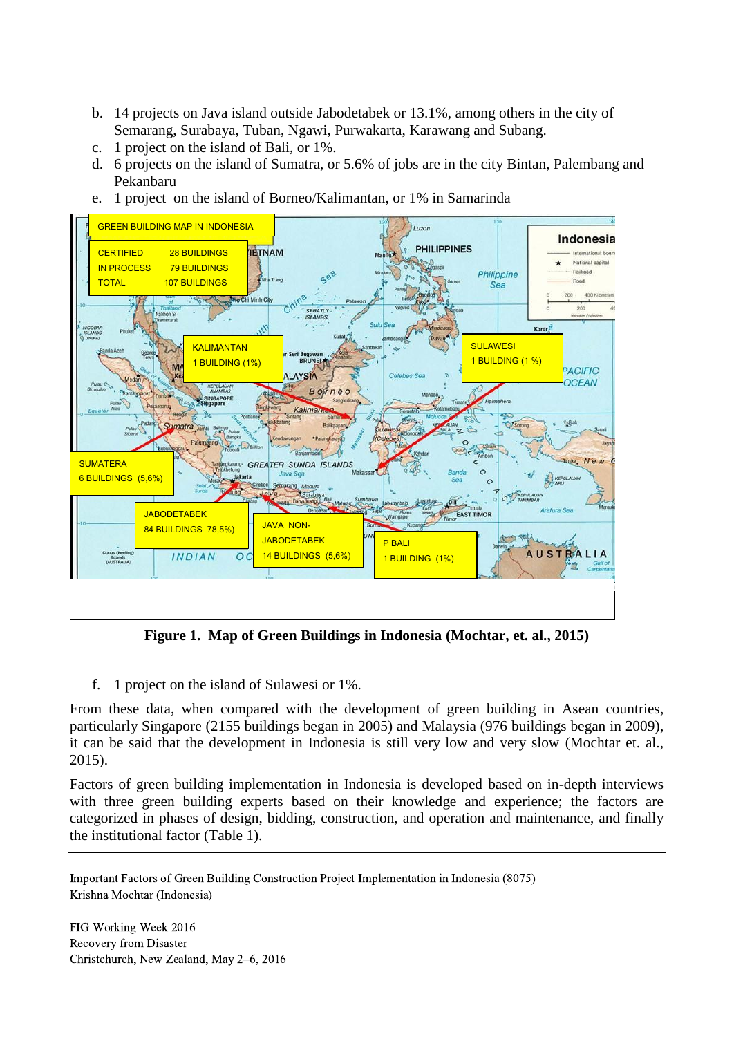b. 14 projects on Java island outside Jabodetabek or 13.1%, among others in the city of Semarang, Surabaya, Tuban, Ngawi, Purwakarta, Karawang and Subang.
c. 1 project on the island of Bali, or 1%.
d. 6 projects on the island of Sumatra, or 5.6% of jobs are in the city Bintan, Palembang and Pekanbaru
e. 1 project on the island of Borneo/Kalimantan, or 1% in Samarinda

**Figure 1. Map of Green Buildings in Indonesia (Mochtar, et. al., 2015)**

f. 1 project on the island of Sulawesi or 1%.

From these data, when compared with the development of green building in Asean countries, particularly Singapore (2155 buildings began in 2005) and Malaysia (976 buildings began in 2009), it can be said that the development in Indonesia is still very low and very slow (Mochtar et. al., 2015).

Factors of green building implementation in Indonesia is developed based on in-depth interviews with three green building experts based on their knowledge and experience; the factors are categorized in phases of design, bidding, construction, and operation and maintenance, and finally the institutional factor (Table 1).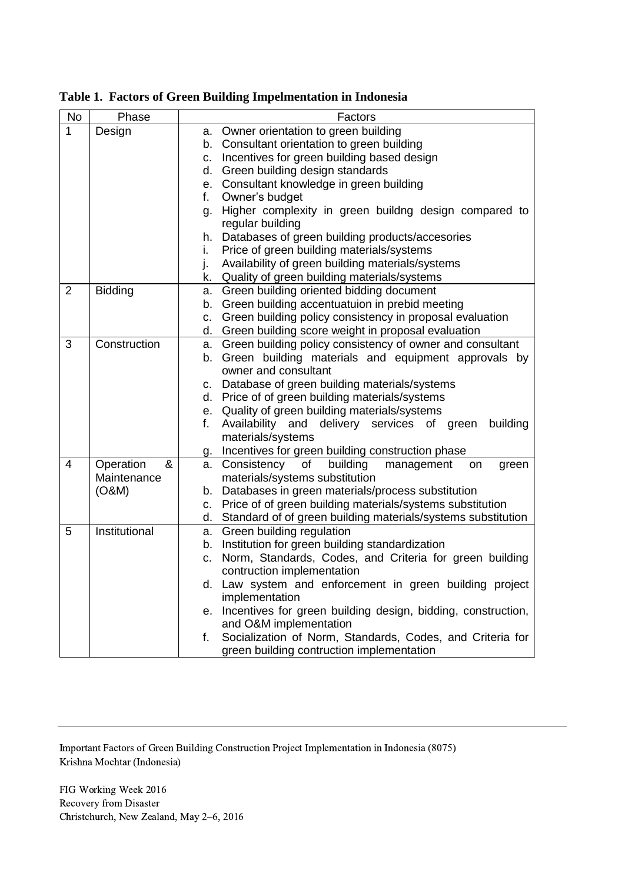**Table 1. Factors of Green Building Impelmentation in Indonesia**

| No | Phase | Factors |
|---|---|---|
| 1 | Design | a. Owner orientation to green building<br>b. Consultant orientation to green building<br>c. Incentives for green building based design<br>d. Green building design standards<br>e. Consultant knowledge in green building<br>f. Owner's budget<br>g. Higher complexity in green buildng design compared to regular building<br>h. Databases of green building products/accesories<br>i. Price of green building materials/systems<br>j. Availability of green building materials/systems<br>k. Quality of green building materials/systems |
| 2 | Bidding | a. Green building oriented bidding document<br>b. Green building accentuatuion in prebid meeting<br>c. Green building policy consistency in proposal evaluation<br>d. Green building score weight in proposal evaluation |
| 3 | Construction | a. Green building policy consistency of owner and consultant<br>b. Green building materials and equipment approvals by owner and consultant<br>c. Database of green building materials/systems<br>d. Price of of green building materials/systems<br>e. Quality of green building materials/systems<br>f. Availability and delivery services of green building materials/systems<br>g. Incentives for green building construction phase |
| 4 | Operation & Maintenance (O&M) | a. Consistency of building management on green materials/systems substitution<br>b. Databases in green materials/process substitution<br>c. Price of of green building materials/systems substitution<br>d. Standard of of green building materials/systems substitution |
| 5 | Institutional | a. Green building regulation<br>b. Institution for green building standardization<br>c. Norm, Standards, Codes, and Criteria for green building contruction implementation<br>d. Law system and enforcement in green building project implementation<br>e. Incentives for green building design, bidding, construction, and O&M implementation<br>f. Socialization of Norm, Standards, Codes, and Criteria for green building contruction implementation |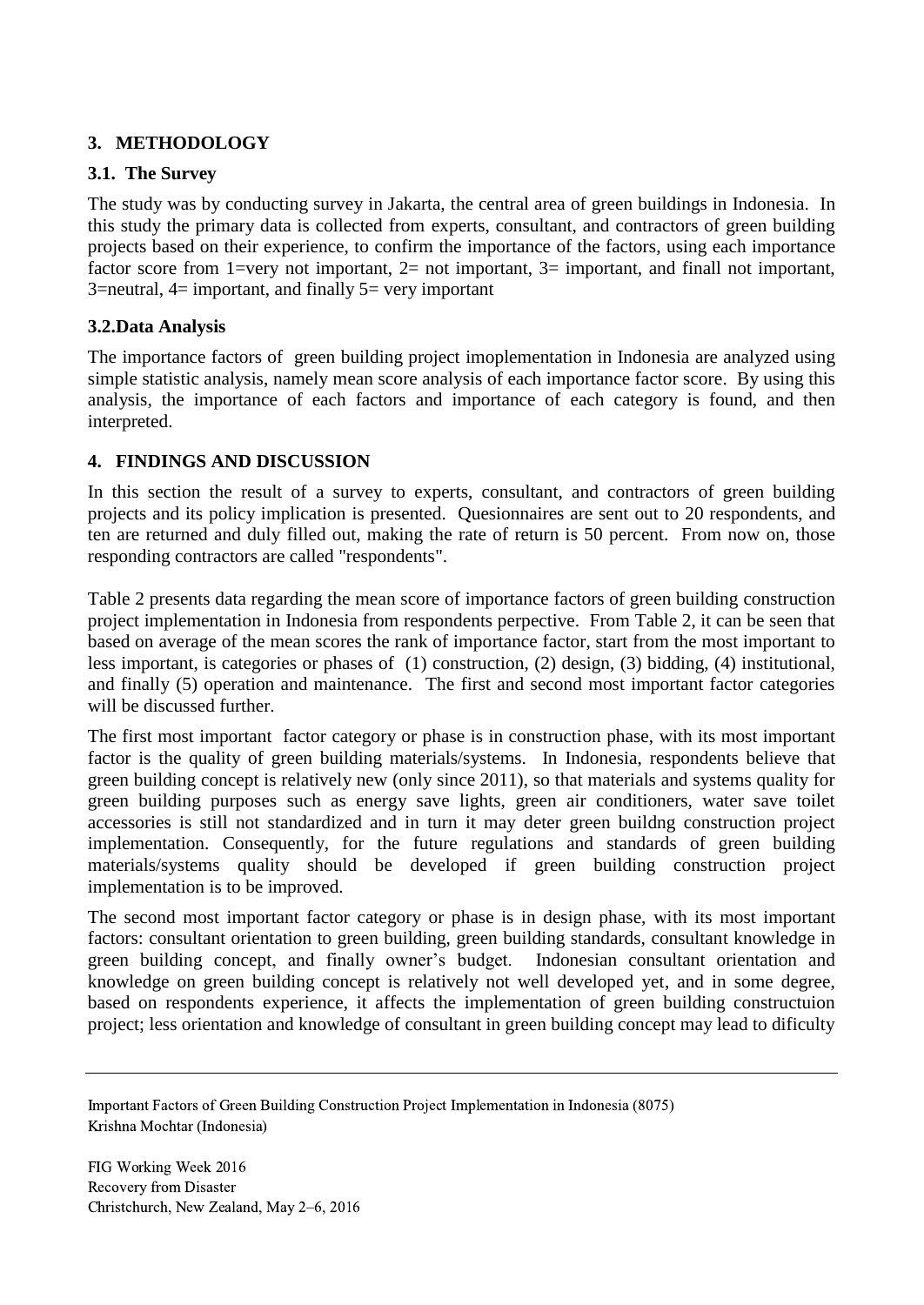## 3. METHODOLOGY

### 3.1. The Survey

The study was by conducting survey in Jakarta, the central area of green buildings in Indonesia. In this study the primary data is collected from experts, consultant, and contractors of green building projects based on their experience, to confirm the importance of the factors, using each importance factor score from 1=very not important, 2= not important, 3= important, and finall not important, 3=neutral, 4= important, and finally 5= very important

### 3.2.Data Analysis

The importance factors of green building project imoplementation in Indonesia are analyzed using simple statistic analysis, namely mean score analysis of each importance factor score. By using this analysis, the importance of each factors and importance of each category is found, and then interpreted.

## 4. FINDINGS AND DISCUSSION

In this section the result of a survey to experts, consultant, and contractors of green building projects and its policy implication is presented. Quesionnaires are sent out to 20 respondents, and ten are returned and duly filled out, making the rate of return is 50 percent. From now on, those responding contractors are called "respondents".

Table 2 presents data regarding the mean score of importance factors of green building construction project implementation in Indonesia from respondents perpective. From Table 2, it can be seen that based on average of the mean scores the rank of importance factor, start from the most important to less important, is categories or phases of (1) construction, (2) design, (3) bidding, (4) institutional, and finally (5) operation and maintenance. The first and second most important factor categories will be discussed further.

The first most important factor category or phase is in construction phase, with its most important factor is the quality of green building materials/systems. In Indonesia, respondents believe that green building concept is relatively new (only since 2011), so that materials and systems quality for green building purposes such as energy save lights, green air conditioners, water save toilet accessories is still not standardized and in turn it may deter green buildng construction project implementation. Consequently, for the future regulations and standards of green building materials/systems quality should be developed if green building construction project implementation is to be improved.

The second most important factor category or phase is in design phase, with its most important factors: consultant orientation to green building, green building standards, consultant knowledge in green building concept, and finally owner's budget. Indonesian consultant orientation and knowledge on green building concept is relatively not well developed yet, and in some degree, based on respondents experience, it affects the implementation of green building constructuion project; less orientation and knowledge of consultant in green building concept may lead to dificulty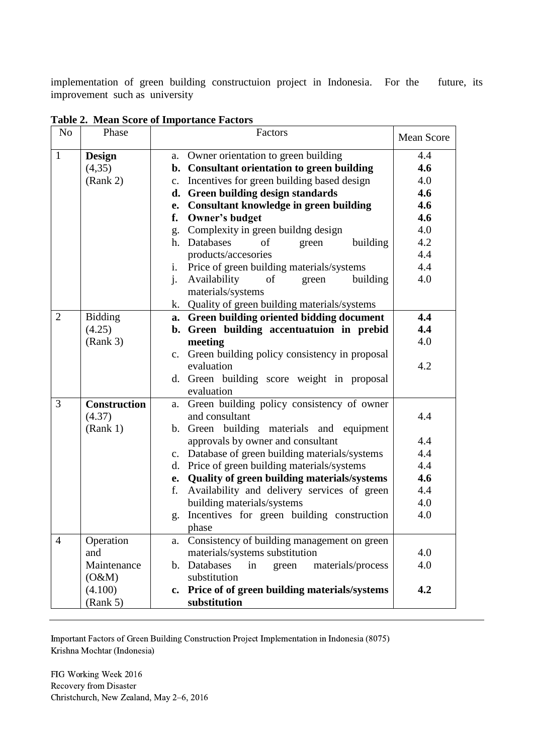implementation of green building constructuion project in Indonesia. For the future, its improvement such as university

**Table 2. Mean Score of Importance Factors**

| No | Phase | Factors | Mean Score |
|---|---|---|---|
| 1 | **Design** (4,35) (Rank 2) | a. Owner orientation to green building | 4.4 |
| | | **b. Consultant orientation to green building** | **4.6** |
| | | c. Incentives for green building based design | 4.0 |
| | | **d. Green building design standards** | **4.6** |
| | | **e. Consultant knowledge in green building** | **4.6** |
| | | **f. Owner's budget** | **4.6** |
| | | g. Complexity in green buildng design | 4.0 |
| | | h. Databases of green building products/accesories | 4.2 |
| | | i. Price of green building materials/systems | 4.4 |
| | | j. Availability of green building materials/systems | 4.4 |
| | | k. Quality of green building materials/systems | 4.0 |
| 2 | Bidding (4.25) (Rank 3) | **a. Green building oriented bidding document** | **4.4** |
| | | **b. Green building accentuatuion in prebid meeting** | **4.4** |
| | | c. Green building policy consistency in proposal evaluation | 4.0 |
| | | d. Green building score weight in proposal evaluation | 4.2 |
| 3 | **Construction** (4.37) (Rank 1) | a. Green building policy consistency of owner and consultant | 4.4 |
| | | b. Green building materials and equipment approvals by owner and consultant | 4.4 |
| | | c. Database of green building materials/systems | 4.4 |
| | | d. Price of green building materials/systems | 4.4 |
| | | **e. Quality of green building materials/systems** | **4.6** |
| | | f. Availability and delivery services of green building materials/systems | 4.4 4.0 |
| | | g. Incentives for green building construction phase | 4.0 |
| 4 | Operation and Maintenance (O&M) (4.100) (Rank 5) | a. Consistency of building management on green materials/systems substitution | 4.0 |
| | | b. Databases in green materials/process substitution | 4.0 |
| | | **c. Price of of green building materials/systems substitution** | **4.2** |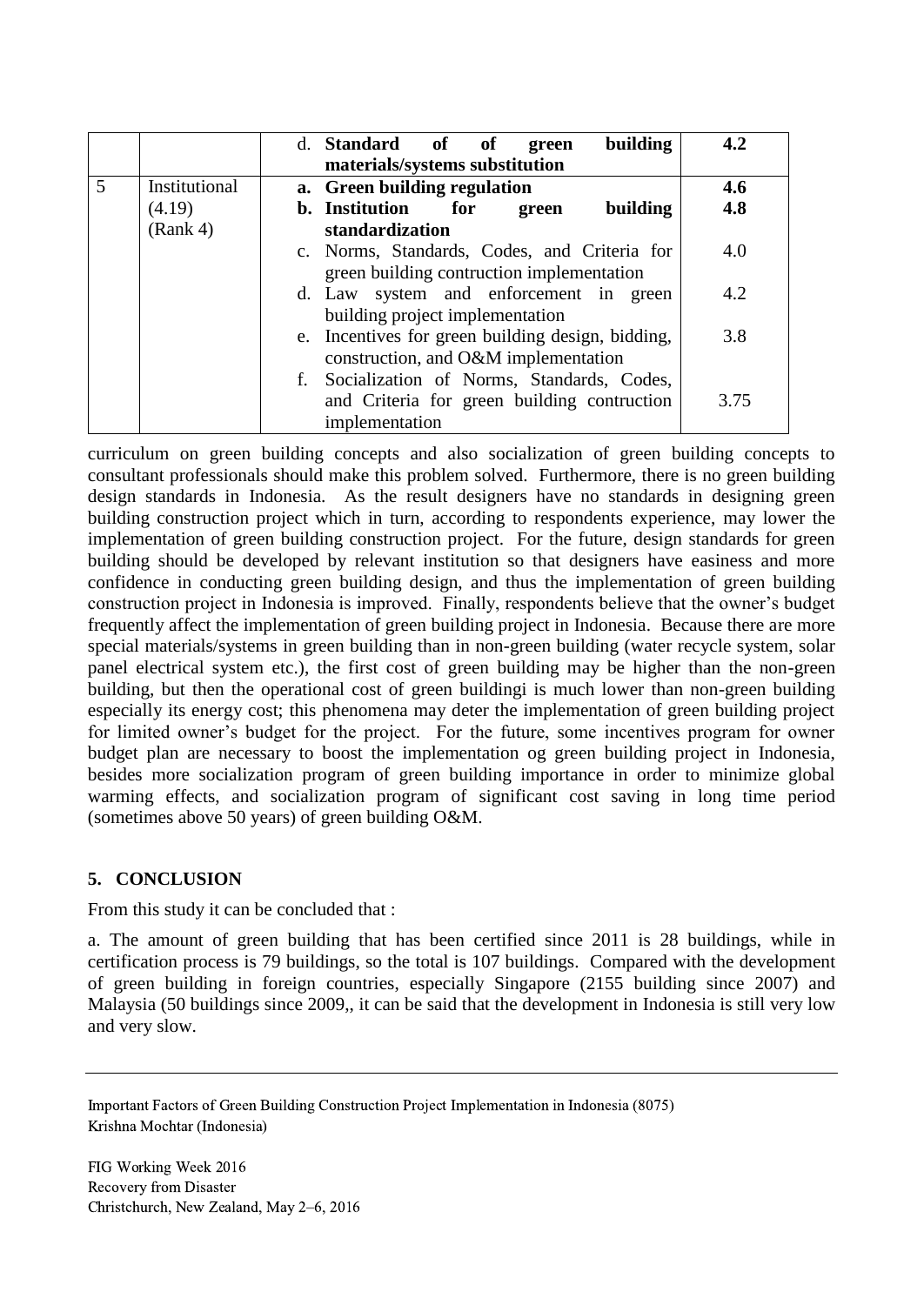|  |  | d. **Standard of of green building materials/systems substitution** | **4.2** |
|---|---|---|---|
| 5 | Institutional (4.19) (Rank 4) | a. **Green building regulation** | **4.6** |
|  |  | b. **Institution for green building standardization** | **4.8** |
|  |  | c. Norms, Standards, Codes, and Criteria for green building contruction implementation | 4.0 |
|  |  | d. Law system and enforcement in green building project implementation | 4.2 |
|  |  | e. Incentives for green building design, bidding, construction, and O&M implementation | 3.8 |
|  |  | f. Socialization of Norms, Standards, Codes, and Criteria for green building contruction implementation | 3.75 |

curriculum on green building concepts and also socialization of green building concepts to consultant professionals should make this problem solved. Furthermore, there is no green building design standards in Indonesia. As the result designers have no standards in designing green building construction project which in turn, according to respondents experience, may lower the implementation of green building construction project. For the future, design standards for green building should be developed by relevant institution so that designers have easiness and more confidence in conducting green building design, and thus the implementation of green building construction project in Indonesia is improved. Finally, respondents believe that the owner's budget frequently affect the implementation of green building project in Indonesia. Because there are more special materials/systems in green building than in non-green building (water recycle system, solar panel electrical system etc.), the first cost of green building may be higher than the non-green building, but then the operational cost of green buildingi is much lower than non-green building especially its energy cost; this phenomena may deter the implementation of green building project for limited owner's budget for the project. For the future, some incentives program for owner budget plan are necessary to boost the implementation og green building project in Indonesia, besides more socialization program of green building importance in order to minimize global warming effects, and socialization program of significant cost saving in long time period (sometimes above 50 years) of green building O&M.

## 5. CONCLUSION

From this study it can be concluded that :

a. The amount of green building that has been certified since 2011 is 28 buildings, while in certification process is 79 buildings, so the total is 107 buildings. Compared with the development of green building in foreign countries, especially Singapore (2155 building since 2007) and Malaysia (50 buildings since 2009,, it can be said that the development in Indonesia is still very low and very slow.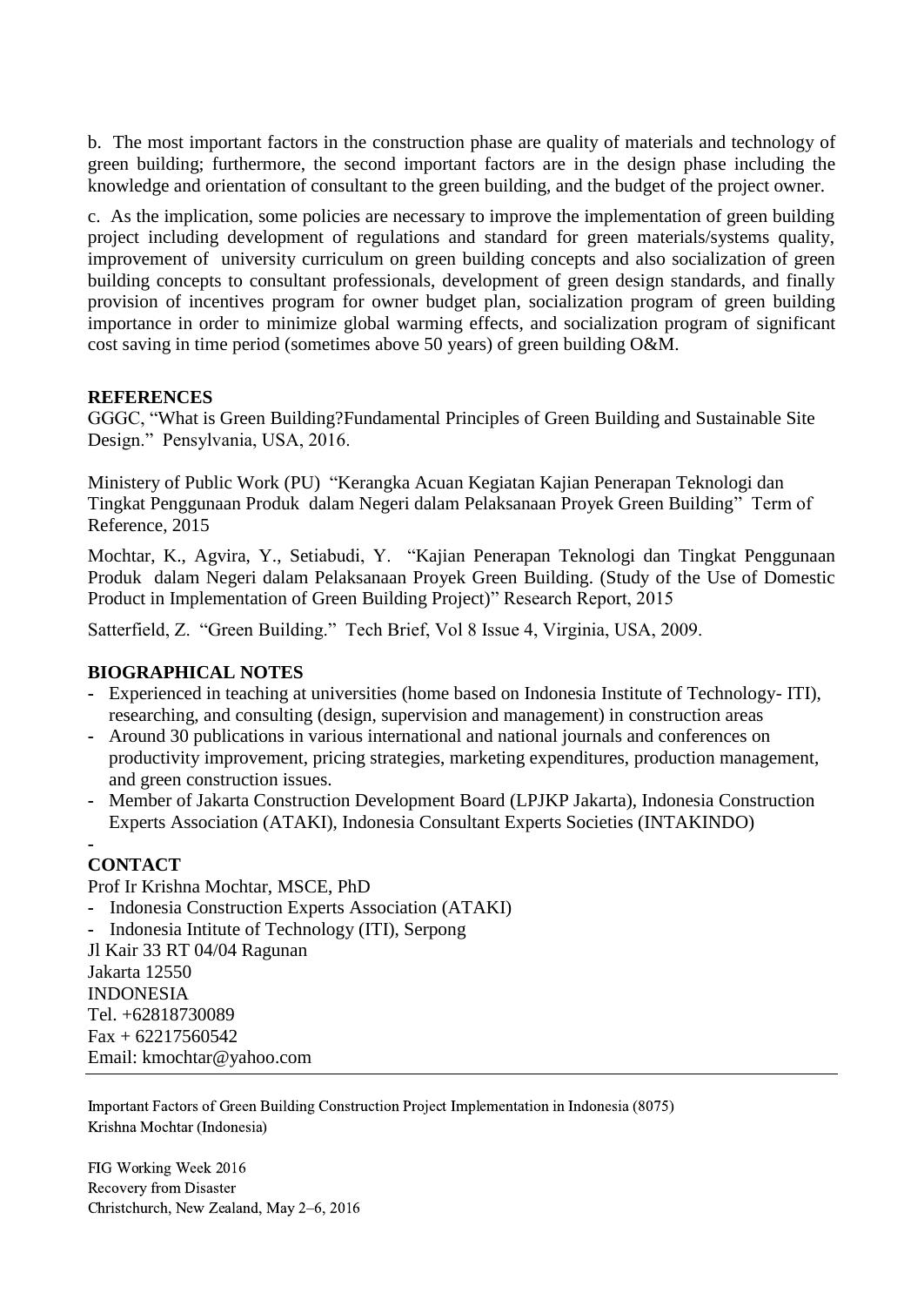b. The most important factors in the construction phase are quality of materials and technology of green building; furthermore, the second important factors are in the design phase including the knowledge and orientation of consultant to the green building, and the budget of the project owner.

c. As the implication, some policies are necessary to improve the implementation of green building project including development of regulations and standard for green materials/systems quality, improvement of university curriculum on green building concepts and also socialization of green building concepts to consultant professionals, development of green design standards, and finally provision of incentives program for owner budget plan, socialization program of green building importance in order to minimize global warming effects, and socialization program of significant cost saving in time period (sometimes above 50 years) of green building O&M.

## REFERENCES

GGGC, "What is Green Building?Fundamental Principles of Green Building and Sustainable Site Design." Pensylvania, USA, 2016.

Ministery of Public Work (PU) "Kerangka Acuan Kegiatan Kajian Penerapan Teknologi dan Tingkat Penggunaan Produk dalam Negeri dalam Pelaksanaan Proyek Green Building" Term of Reference, 2015

Mochtar, K., Agvira, Y., Setiabudi, Y. "Kajian Penerapan Teknologi dan Tingkat Penggunaan Produk dalam Negeri dalam Pelaksanaan Proyek Green Building. (Study of the Use of Domestic Product in Implementation of Green Building Project)" Research Report, 2015

Satterfield, Z. "Green Building." Tech Brief, Vol 8 Issue 4, Virginia, USA, 2009.

## BIOGRAPHICAL NOTES

- Experienced in teaching at universities (home based on Indonesia Institute of Technology- ITI), researching, and consulting (design, supervision and management) in construction areas
- Around 30 publications in various international and national journals and conferences on productivity improvement, pricing strategies, marketing expenditures, production management, and green construction issues.
- Member of Jakarta Construction Development Board (LPJKP Jakarta), Indonesia Construction Experts Association (ATAKI), Indonesia Consultant Experts Societies (INTAKINDO)

## CONTACT

Prof Ir Krishna Mochtar, MSCE, PhD
- Indonesia Construction Experts Association (ATAKI)
- Indonesia Intitute of Technology (ITI), Serpong

Jl Kair 33 RT 04/04 Ragunan
Jakarta 12550
INDONESIA
Tel. +62818730089
Fax + 62217560542
Email: kmochtar@yahoo.com